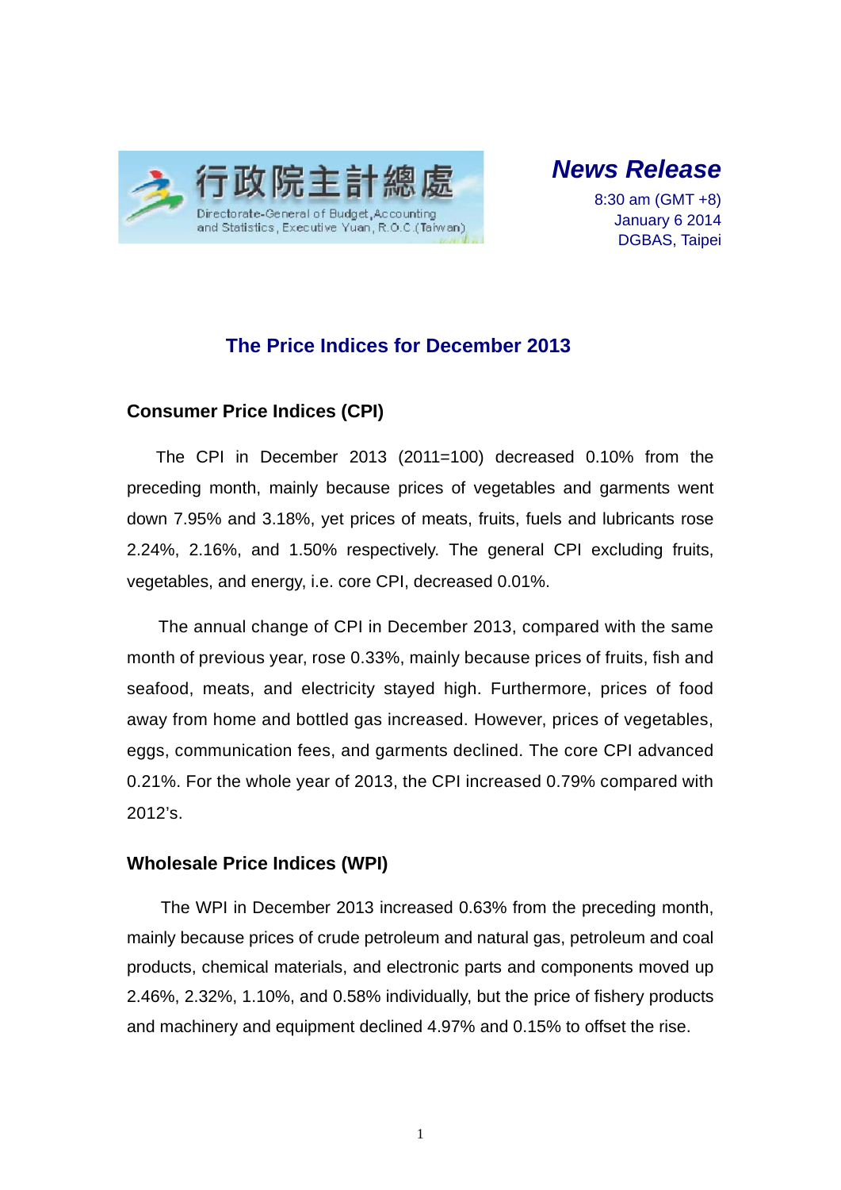行政院主計總處
Directorate-General of Budget, Accounting and Statistics, Executive Yuan, R.O.C.(Taiwan)

***News Release***

8:30 am (GMT +8)
January 6 2014
DGBAS, Taipei

# The Price Indices for December 2013

## Consumer Price Indices (CPI)

The CPI in December 2013 (2011=100) decreased 0.10% from the preceding month, mainly because prices of vegetables and garments went down 7.95% and 3.18%, yet prices of meats, fruits, fuels and lubricants rose 2.24%, 2.16%, and 1.50% respectively. The general CPI excluding fruits, vegetables, and energy, i.e. core CPI, decreased 0.01%.

The annual change of CPI in December 2013, compared with the same month of previous year, rose 0.33%, mainly because prices of fruits, fish and seafood, meats, and electricity stayed high. Furthermore, prices of food away from home and bottled gas increased. However, prices of vegetables, eggs, communication fees, and garments declined. The core CPI advanced 0.21%. For the whole year of 2013, the CPI increased 0.79% compared with 2012's.

## Wholesale Price Indices (WPI)

The WPI in December 2013 increased 0.63% from the preceding month, mainly because prices of crude petroleum and natural gas, petroleum and coal products, chemical materials, and electronic parts and components moved up 2.46%, 2.32%, 1.10%, and 0.58% individually, but the price of fishery products and machinery and equipment declined 4.97% and 0.15% to offset the rise.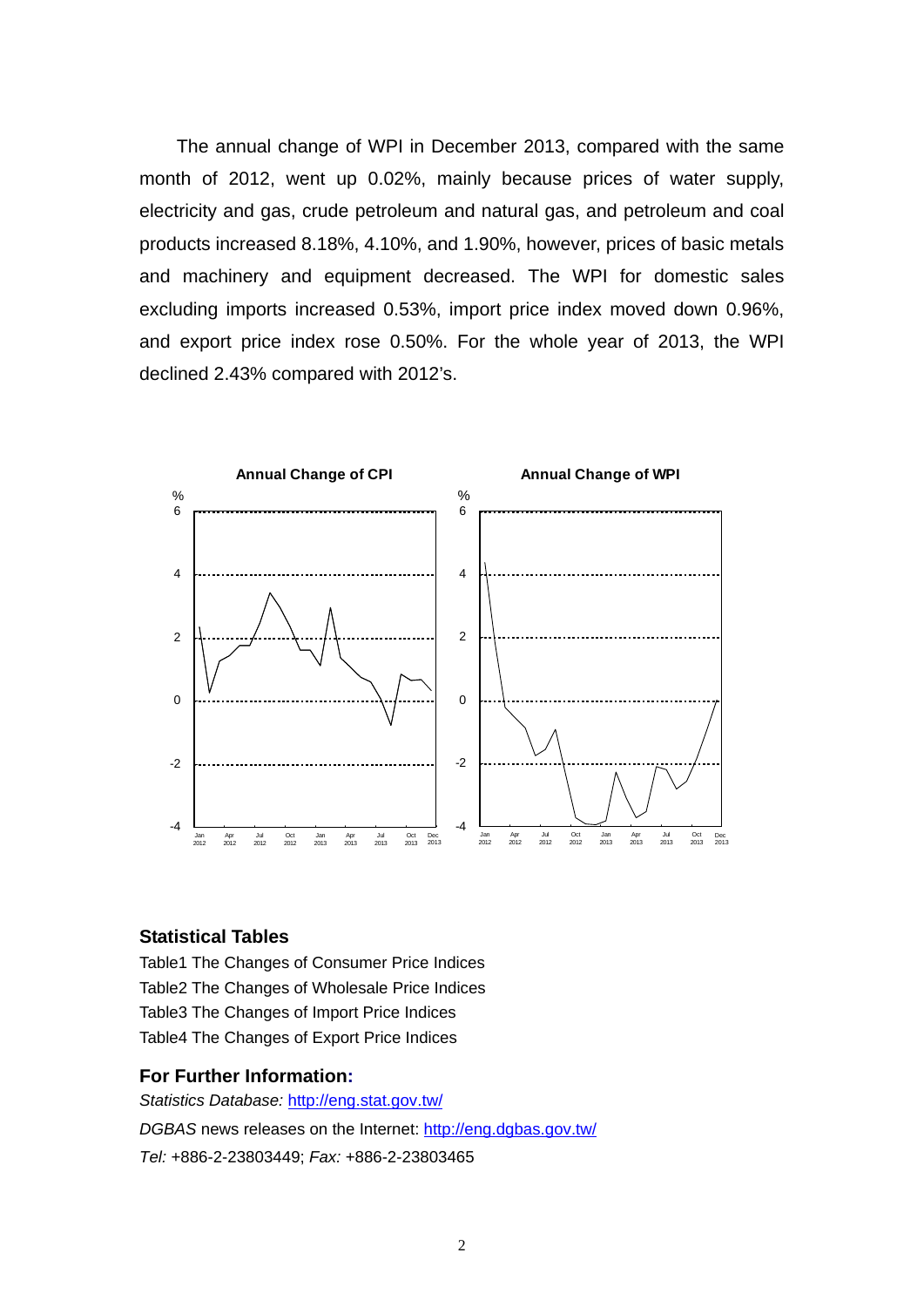The annual change of WPI in December 2013, compared with the same month of 2012, went up 0.02%, mainly because prices of water supply, electricity and gas, crude petroleum and natural gas, and petroleum and coal products increased 8.18%, 4.10%, and 1.90%, however, prices of basic metals and machinery and equipment decreased. The WPI for domestic sales excluding imports increased 0.53%, import price index moved down 0.96%, and export price index rose 0.50%. For the whole year of 2013, the WPI declined 2.43% compared with 2012's.

**Annual Change of CPI**

**Annual Change of WPI**

## Statistical Tables

Table1 The Changes of Consumer Price Indices

Table2 The Changes of Wholesale Price Indices

Table3 The Changes of Import Price Indices

Table4 The Changes of Export Price Indices

## For Further Information:

*Statistics Database:* http://eng.stat.gov.tw/

*DGBAS* news releases on the Internet: http://eng.dgbas.gov.tw/

*Tel:* +886-2-23803449; *Fax:* +886-2-23803465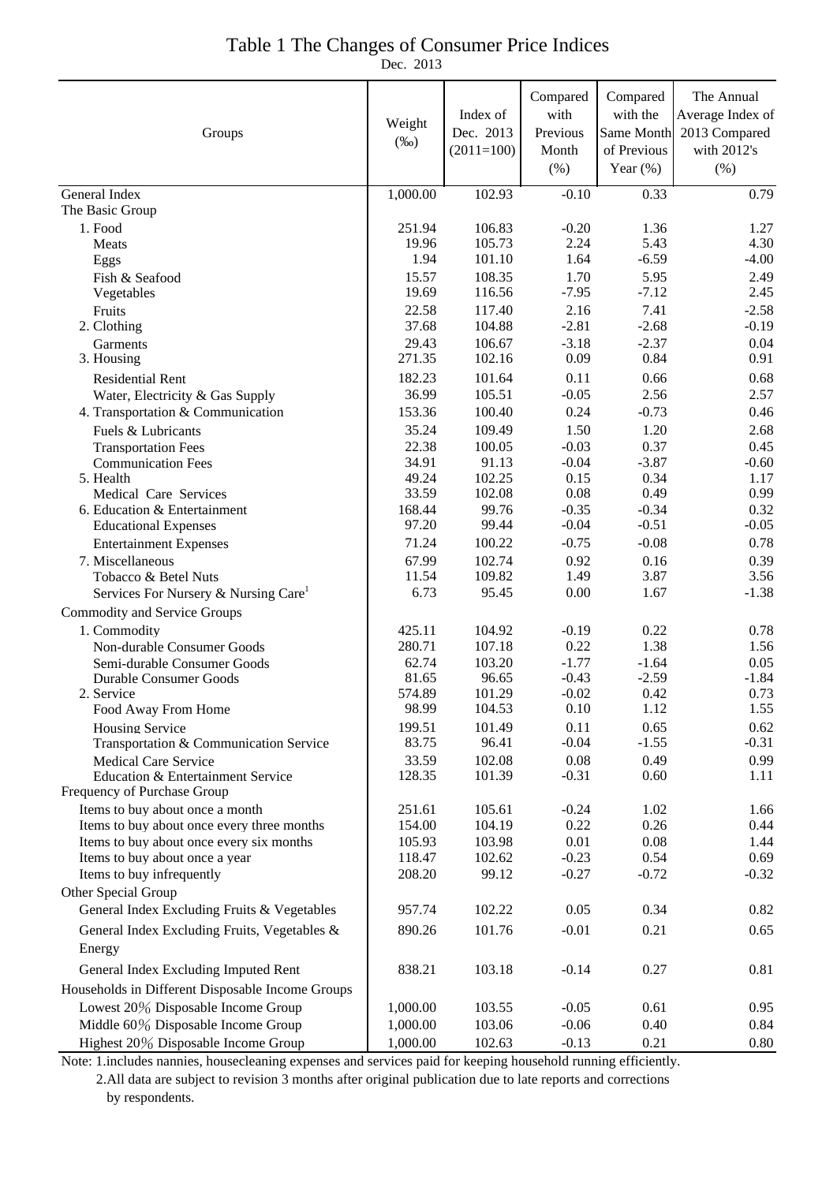# Table 1 The Changes of Consumer Price Indices

Dec. 2013

| Groups | Weight (‰) | Index of Dec. 2013 (2011=100) | Compared with Previous Month (%) | Compared with the Same Month of Previous Year (%) | The Annual Average Index of 2013 Compared with 2012's (%) |
|---|---|---|---|---|---|
| General Index | 1,000.00 | 102.93 | -0.10 | 0.33 | 0.79 |
| The Basic Group | | | | | |
| 1. Food | 251.94 | 106.83 | -0.20 | 1.36 | 1.27 |
| Meats | 19.96 | 105.73 | 2.24 | 5.43 | 4.30 |
| Eggs | 1.94 | 101.10 | 1.64 | -6.59 | -4.00 |
| Fish & Seafood | 15.57 | 108.35 | 1.70 | 5.95 | 2.49 |
| Vegetables | 19.69 | 116.56 | -7.95 | -7.12 | 2.45 |
| Fruits | 22.58 | 117.40 | 2.16 | 7.41 | -2.58 |
| 2. Clothing | 37.68 | 104.88 | -2.81 | -2.68 | -0.19 |
| Garments | 29.43 | 106.67 | -3.18 | -2.37 | 0.04 |
| 3. Housing | 271.35 | 102.16 | 0.09 | 0.84 | 0.91 |
| Residential Rent | 182.23 | 101.64 | 0.11 | 0.66 | 0.68 |
| Water, Electricity & Gas Supply | 36.99 | 105.51 | -0.05 | 2.56 | 2.57 |
| 4. Transportation & Communication | 153.36 | 100.40 | 0.24 | -0.73 | 0.46 |
| Fuels & Lubricants | 35.24 | 109.49 | 1.50 | 1.20 | 2.68 |
| Transportation Fees | 22.38 | 100.05 | -0.03 | 0.37 | 0.45 |
| Communication Fees | 34.91 | 91.13 | -0.04 | -3.87 | -0.60 |
| 5. Health | 49.24 | 102.25 | 0.15 | 0.34 | 1.17 |
| Medical Care Services | 33.59 | 102.08 | 0.08 | 0.49 | 0.99 |
| 6. Education & Entertainment | 168.44 | 99.76 | -0.35 | -0.34 | 0.32 |
| Educational Expenses | 97.20 | 99.44 | -0.04 | -0.51 | -0.05 |
| Entertainment Expenses | 71.24 | 100.22 | -0.75 | -0.08 | 0.78 |
| 7. Miscellaneous | 67.99 | 102.74 | 0.92 | 0.16 | 0.39 |
| Tobacco & Betel Nuts | 11.54 | 109.82 | 1.49 | 3.87 | 3.56 |
| Services For Nursery & Nursing Care[1] | 6.73 | 95.45 | 0.00 | 1.67 | -1.38 |
| Commodity and Service Groups | | | | | |
| 1. Commodity | 425.11 | 104.92 | -0.19 | 0.22 | 0.78 |
| Non-durable Consumer Goods | 280.71 | 107.18 | 0.22 | 1.38 | 1.56 |
| Semi-durable Consumer Goods | 62.74 | 103.20 | -1.77 | -1.64 | 0.05 |
| Durable Consumer Goods | 81.65 | 96.65 | -0.43 | -2.59 | -1.84 |
| 2. Service | 574.89 | 101.29 | -0.02 | 0.42 | 0.73 |
| Food Away From Home | 98.99 | 104.53 | 0.10 | 1.12 | 1.55 |
| Housing Service | 199.51 | 101.49 | 0.11 | 0.65 | 0.62 |
| Transportation & Communication Service | 83.75 | 96.41 | -0.04 | -1.55 | -0.31 |
| Medical Care Service | 33.59 | 102.08 | 0.08 | 0.49 | 0.99 |
| Education & Entertainment Service | 128.35 | 101.39 | -0.31 | 0.60 | 1.11 |
| Frequency of Purchase Group | | | | | |
| Items to buy about once a month | 251.61 | 105.61 | -0.24 | 1.02 | 1.66 |
| Items to buy about once every three months | 154.00 | 104.19 | 0.22 | 0.26 | 0.44 |
| Items to buy about once every six months | 105.93 | 103.98 | 0.01 | 0.08 | 1.44 |
| Items to buy about once a year | 118.47 | 102.62 | -0.23 | 0.54 | 0.69 |
| Items to buy infrequently | 208.20 | 99.12 | -0.27 | -0.72 | -0.32 |
| Other Special Group | | | | | |
| General Index Excluding Fruits & Vegetables | 957.74 | 102.22 | 0.05 | 0.34 | 0.82 |
| General Index Excluding Fruits, Vegetables & Energy | 890.26 | 101.76 | -0.01 | 0.21 | 0.65 |
| General Index Excluding Imputed Rent | 838.21 | 103.18 | -0.14 | 0.27 | 0.81 |
| Households in Different Disposable Income Groups | | | | | |
| Lowest 20% Disposable Income Group | 1,000.00 | 103.55 | -0.05 | 0.61 | 0.95 |
| Middle 60% Disposable Income Group | 1,000.00 | 103.06 | -0.06 | 0.40 | 0.84 |
| Highest 20% Disposable Income Group | 1,000.00 | 102.63 | -0.13 | 0.21 | 0.80 |

Note: 1.includes nannies, housecleaning expenses and services paid for keeping household running efficiently.

2.All data are subject to revision 3 months after original publication due to late reports and corrections by respondents.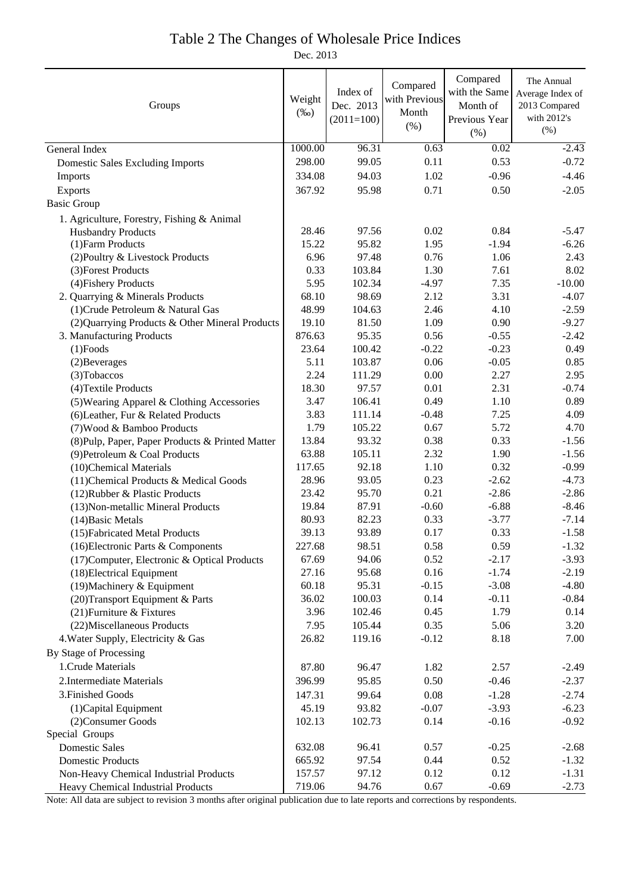# Table 2 The Changes of Wholesale Price Indices

Dec. 2013

| Groups | Weight (‰) | Index of Dec. 2013 (2011=100) | Compared with Previous Month (%) | Compared with the Same Month of Previous Year (%) | The Annual Average Index of 2013 Compared with 2012's (%) |
|---|---|---|---|---|---|
| General Index | 1000.00 | 96.31 | 0.63 | 0.02 | -2.43 |
| Domestic Sales Excluding Imports | 298.00 | 99.05 | 0.11 | 0.53 | -0.72 |
| Imports | 334.08 | 94.03 | 1.02 | -0.96 | -4.46 |
| Exports | 367.92 | 95.98 | 0.71 | 0.50 | -2.05 |
| Basic Group | | | | | |
| 1. Agriculture, Forestry, Fishing & Animal Husbandry Products | 28.46 | 97.56 | 0.02 | 0.84 | -5.47 |
| (1)Farm Products | 15.22 | 95.82 | 1.95 | -1.94 | -6.26 |
| (2)Poultry & Livestock Products | 6.96 | 97.48 | 0.76 | 1.06 | 2.43 |
| (3)Forest Products | 0.33 | 103.84 | 1.30 | 7.61 | 8.02 |
| (4)Fishery Products | 5.95 | 102.34 | -4.97 | 7.35 | -10.00 |
| 2. Quarrying & Minerals Products | 68.10 | 98.69 | 2.12 | 3.31 | -4.07 |
| (1)Crude Petroleum & Natural Gas | 48.99 | 104.63 | 2.46 | 4.10 | -2.59 |
| (2)Quarrying Products & Other Mineral Products | 19.10 | 81.50 | 1.09 | 0.90 | -9.27 |
| 3. Manufacturing Products | 876.63 | 95.35 | 0.56 | -0.55 | -2.42 |
| (1)Foods | 23.64 | 100.42 | -0.22 | -0.23 | 0.49 |
| (2)Beverages | 5.11 | 103.87 | 0.06 | -0.05 | 0.85 |
| (3)Tobaccos | 2.24 | 111.29 | 0.00 | 2.27 | 2.95 |
| (4)Textile Products | 18.30 | 97.57 | 0.01 | 2.31 | -0.74 |
| (5)Wearing Apparel & Clothing Accessories | 3.47 | 106.41 | 0.49 | 1.10 | 0.89 |
| (6)Leather, Fur & Related Products | 3.83 | 111.14 | -0.48 | 7.25 | 4.09 |
| (7)Wood & Bamboo Products | 1.79 | 105.22 | 0.67 | 5.72 | 4.70 |
| (8)Pulp, Paper, Paper Products & Printed Matter | 13.84 | 93.32 | 0.38 | 0.33 | -1.56 |
| (9)Petroleum & Coal Products | 63.88 | 105.11 | 2.32 | 1.90 | -1.56 |
| (10)Chemical Materials | 117.65 | 92.18 | 1.10 | 0.32 | -0.99 |
| (11)Chemical Products & Medical Goods | 28.96 | 93.05 | 0.23 | -2.62 | -4.73 |
| (12)Rubber & Plastic Products | 23.42 | 95.70 | 0.21 | -2.86 | -2.86 |
| (13)Non-metallic Mineral Products | 19.84 | 87.91 | -0.60 | -6.88 | -8.46 |
| (14)Basic Metals | 80.93 | 82.23 | 0.33 | -3.77 | -7.14 |
| (15)Fabricated Metal Products | 39.13 | 93.89 | 0.17 | 0.33 | -1.58 |
| (16)Electronic Parts & Components | 227.68 | 98.51 | 0.58 | 0.59 | -1.32 |
| (17)Computer, Electronic & Optical Products | 67.69 | 94.06 | 0.52 | -2.17 | -3.93 |
| (18)Electrical Equipment | 27.16 | 95.68 | 0.16 | -1.74 | -2.19 |
| (19)Machinery & Equipment | 60.18 | 95.31 | -0.15 | -3.08 | -4.80 |
| (20)Transport Equipment & Parts | 36.02 | 100.03 | 0.14 | -0.11 | -0.84 |
| (21)Furniture & Fixtures | 3.96 | 102.46 | 0.45 | 1.79 | 0.14 |
| (22)Miscellaneous Products | 7.95 | 105.44 | 0.35 | 5.06 | 3.20 |
| 4.Water Supply, Electricity & Gas | 26.82 | 119.16 | -0.12 | 8.18 | 7.00 |
| By Stage of Processing | | | | | |
| 1.Crude Materials | 87.80 | 96.47 | 1.82 | 2.57 | -2.49 |
| 2.Intermediate Materials | 396.99 | 95.85 | 0.50 | -0.46 | -2.37 |
| 3.Finished Goods | 147.31 | 99.64 | 0.08 | -1.28 | -2.74 |
| (1)Capital Equipment | 45.19 | 93.82 | -0.07 | -3.93 | -6.23 |
| (2)Consumer Goods | 102.13 | 102.73 | 0.14 | -0.16 | -0.92 |
| Special Groups | | | | | |
| Domestic Sales | 632.08 | 96.41 | 0.57 | -0.25 | -2.68 |
| Domestic Products | 665.92 | 97.54 | 0.44 | 0.52 | -1.32 |
| Non-Heavy Chemical Industrial Products | 157.57 | 97.12 | 0.12 | 0.12 | -1.31 |
| Heavy Chemical Industrial Products | 719.06 | 94.76 | 0.67 | -0.69 | -2.73 |

Note: All data are subject to revision 3 months after original publication due to late reports and corrections by respondents.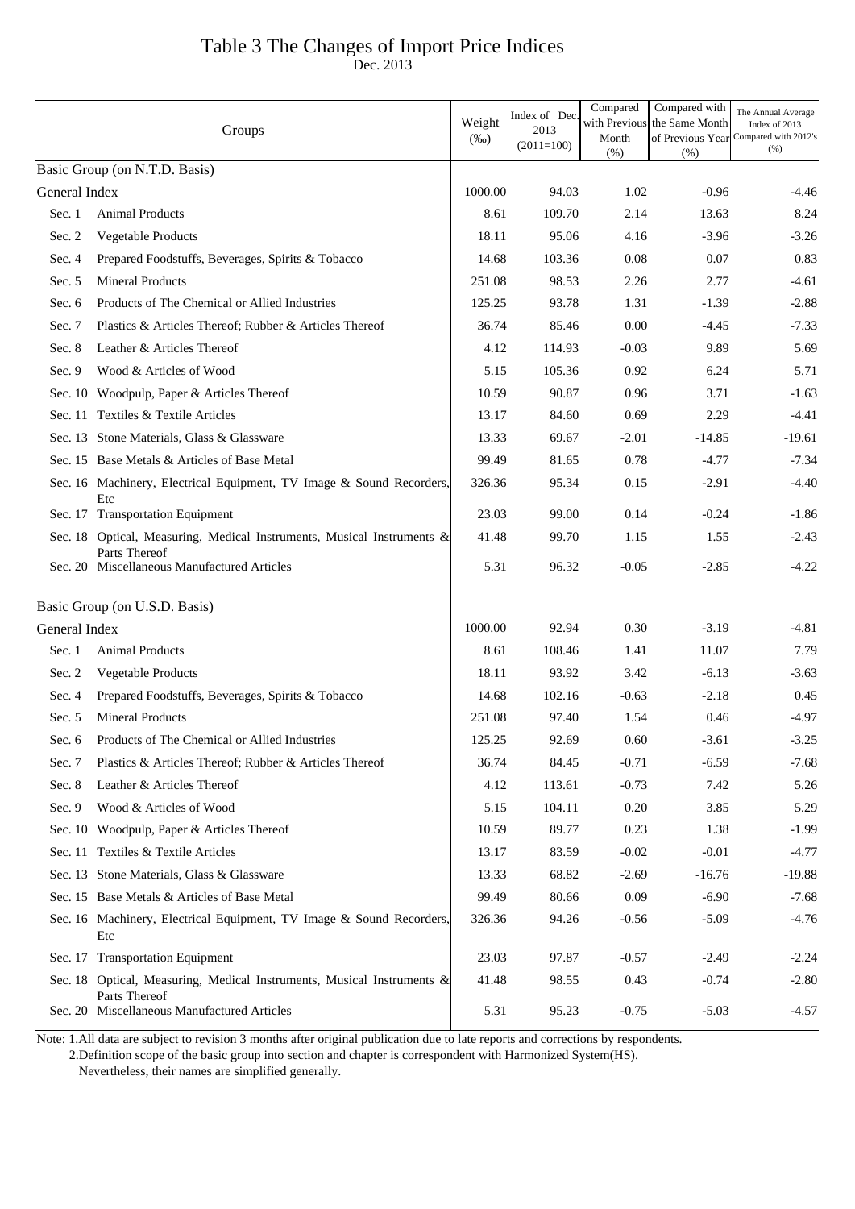# Table 3 The Changes of Import Price Indices

Dec. 2013

| Groups | | Weight (‰) | Index of Dec. 2013 (2011=100) | Compared with Previous Month (%) | Compared with the Same Month of Previous Year (%) | The Annual Average Index of 2013 Compared with 2012's (%) |
|---|---|---|---|---|---|---|
| Basic Group (on N.T.D. Basis) | | | | | | |
| General Index | | 1000.00 | 94.03 | 1.02 | -0.96 | -4.46 |
| Sec. 1 | Animal Products | 8.61 | 109.70 | 2.14 | 13.63 | 8.24 |
| Sec. 2 | Vegetable Products | 18.11 | 95.06 | 4.16 | -3.96 | -3.26 |
| Sec. 4 | Prepared Foodstuffs, Beverages, Spirits & Tobacco | 14.68 | 103.36 | 0.08 | 0.07 | 0.83 |
| Sec. 5 | Mineral Products | 251.08 | 98.53 | 2.26 | 2.77 | -4.61 |
| Sec. 6 | Products of The Chemical or Allied Industries | 125.25 | 93.78 | 1.31 | -1.39 | -2.88 |
| Sec. 7 | Plastics & Articles Thereof; Rubber & Articles Thereof | 36.74 | 85.46 | 0.00 | -4.45 | -7.33 |
| Sec. 8 | Leather & Articles Thereof | 4.12 | 114.93 | -0.03 | 9.89 | 5.69 |
| Sec. 9 | Wood & Articles of Wood | 5.15 | 105.36 | 0.92 | 6.24 | 5.71 |
| Sec. 10 | Woodpulp, Paper & Articles Thereof | 10.59 | 90.87 | 0.96 | 3.71 | -1.63 |
| Sec. 11 | Textiles & Textile Articles | 13.17 | 84.60 | 0.69 | 2.29 | -4.41 |
| Sec. 13 | Stone Materials, Glass & Glassware | 13.33 | 69.67 | -2.01 | -14.85 | -19.61 |
| Sec. 15 | Base Metals & Articles of Base Metal | 99.49 | 81.65 | 0.78 | -4.77 | -7.34 |
| Sec. 16 | Machinery, Electrical Equipment, TV Image & Sound Recorders, Etc | 326.36 | 95.34 | 0.15 | -2.91 | -4.40 |
| Sec. 17 | Transportation Equipment | 23.03 | 99.00 | 0.14 | -0.24 | -1.86 |
| Sec. 18 | Optical, Measuring, Medical Instruments, Musical Instruments & Parts Thereof | 41.48 | 99.70 | 1.15 | 1.55 | -2.43 |
| Sec. 20 | Miscellaneous Manufactured Articles | 5.31 | 96.32 | -0.05 | -2.85 | -4.22 |
| Basic Group (on U.S.D. Basis) | | | | | | |
| General Index | | 1000.00 | 92.94 | 0.30 | -3.19 | -4.81 |
| Sec. 1 | Animal Products | 8.61 | 108.46 | 1.41 | 11.07 | 7.79 |
| Sec. 2 | Vegetable Products | 18.11 | 93.92 | 3.42 | -6.13 | -3.63 |
| Sec. 4 | Prepared Foodstuffs, Beverages, Spirits & Tobacco | 14.68 | 102.16 | -0.63 | -2.18 | 0.45 |
| Sec. 5 | Mineral Products | 251.08 | 97.40 | 1.54 | 0.46 | -4.97 |
| Sec. 6 | Products of The Chemical or Allied Industries | 125.25 | 92.69 | 0.60 | -3.61 | -3.25 |
| Sec. 7 | Plastics & Articles Thereof; Rubber & Articles Thereof | 36.74 | 84.45 | -0.71 | -6.59 | -7.68 |
| Sec. 8 | Leather & Articles Thereof | 4.12 | 113.61 | -0.73 | 7.42 | 5.26 |
| Sec. 9 | Wood & Articles of Wood | 5.15 | 104.11 | 0.20 | 3.85 | 5.29 |
| Sec. 10 | Woodpulp, Paper & Articles Thereof | 10.59 | 89.77 | 0.23 | 1.38 | -1.99 |
| Sec. 11 | Textiles & Textile Articles | 13.17 | 83.59 | -0.02 | -0.01 | -4.77 |
| Sec. 13 | Stone Materials, Glass & Glassware | 13.33 | 68.82 | -2.69 | -16.76 | -19.88 |
| Sec. 15 | Base Metals & Articles of Base Metal | 99.49 | 80.66 | 0.09 | -6.90 | -7.68 |
| Sec. 16 | Machinery, Electrical Equipment, TV Image & Sound Recorders, Etc | 326.36 | 94.26 | -0.56 | -5.09 | -4.76 |
| Sec. 17 | Transportation Equipment | 23.03 | 97.87 | -0.57 | -2.49 | -2.24 |
| Sec. 18 | Optical, Measuring, Medical Instruments, Musical Instruments & Parts Thereof | 41.48 | 98.55 | 0.43 | -0.74 | -2.80 |
| Sec. 20 | Miscellaneous Manufactured Articles | 5.31 | 95.23 | -0.75 | -5.03 | -4.57 |

Note: 1.All data are subject to revision 3 months after original publication due to late reports and corrections by respondents.
2.Definition scope of the basic group into section and chapter is correspondent with Harmonized System(HS). Nevertheless, their names are simplified generally.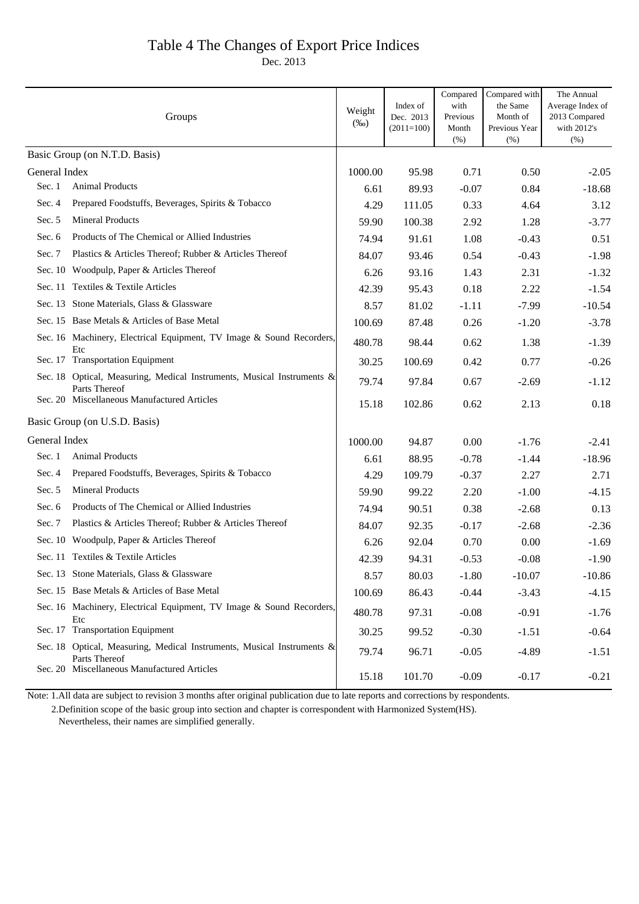# Table 4 The Changes of Export Price Indices

Dec. 2013

| Groups | | Weight (‰) | Index of Dec. 2013 (2011=100) | Compared with Previous Month (%) | Compared with the Same Month of Previous Year (%) | The Annual Average Index of 2013 Compared with 2012's (%) |
|---|---|---|---|---|---|---|
| Basic Group (on N.T.D. Basis) | | | | | | |
| General Index | | 1000.00 | 95.98 | 0.71 | 0.50 | -2.05 |
| Sec. 1 | Animal Products | 6.61 | 89.93 | -0.07 | 0.84 | -18.68 |
| Sec. 4 | Prepared Foodstuffs, Beverages, Spirits & Tobacco | 4.29 | 111.05 | 0.33 | 4.64 | 3.12 |
| Sec. 5 | Mineral Products | 59.90 | 100.38 | 2.92 | 1.28 | -3.77 |
| Sec. 6 | Products of The Chemical or Allied Industries | 74.94 | 91.61 | 1.08 | -0.43 | 0.51 |
| Sec. 7 | Plastics & Articles Thereof; Rubber & Articles Thereof | 84.07 | 93.46 | 0.54 | -0.43 | -1.98 |
| Sec. 10 | Woodpulp, Paper & Articles Thereof | 6.26 | 93.16 | 1.43 | 2.31 | -1.32 |
| Sec. 11 | Textiles & Textile Articles | 42.39 | 95.43 | 0.18 | 2.22 | -1.54 |
| Sec. 13 | Stone Materials, Glass & Glassware | 8.57 | 81.02 | -1.11 | -7.99 | -10.54 |
| Sec. 15 | Base Metals & Articles of Base Metal | 100.69 | 87.48 | 0.26 | -1.20 | -3.78 |
| Sec. 16 | Machinery, Electrical Equipment, TV Image & Sound Recorders, Etc | 480.78 | 98.44 | 0.62 | 1.38 | -1.39 |
| Sec. 17 | Transportation Equipment | 30.25 | 100.69 | 0.42 | 0.77 | -0.26 |
| Sec. 18 | Optical, Measuring, Medical Instruments, Musical Instruments & Parts Thereof | 79.74 | 97.84 | 0.67 | -2.69 | -1.12 |
| Sec. 20 | Miscellaneous Manufactured Articles | 15.18 | 102.86 | 0.62 | 2.13 | 0.18 |
| Basic Group (on U.S.D. Basis) | | | | | | |
| General Index | | 1000.00 | 94.87 | 0.00 | -1.76 | -2.41 |
| Sec. 1 | Animal Products | 6.61 | 88.95 | -0.78 | -1.44 | -18.96 |
| Sec. 4 | Prepared Foodstuffs, Beverages, Spirits & Tobacco | 4.29 | 109.79 | -0.37 | 2.27 | 2.71 |
| Sec. 5 | Mineral Products | 59.90 | 99.22 | 2.20 | -1.00 | -4.15 |
| Sec. 6 | Products of The Chemical or Allied Industries | 74.94 | 90.51 | 0.38 | -2.68 | 0.13 |
| Sec. 7 | Plastics & Articles Thereof; Rubber & Articles Thereof | 84.07 | 92.35 | -0.17 | -2.68 | -2.36 |
| Sec. 10 | Woodpulp, Paper & Articles Thereof | 6.26 | 92.04 | 0.70 | 0.00 | -1.69 |
| Sec. 11 | Textiles & Textile Articles | 42.39 | 94.31 | -0.53 | -0.08 | -1.90 |
| Sec. 13 | Stone Materials, Glass & Glassware | 8.57 | 80.03 | -1.80 | -10.07 | -10.86 |
| Sec. 15 | Base Metals & Articles of Base Metal | 100.69 | 86.43 | -0.44 | -3.43 | -4.15 |
| Sec. 16 | Machinery, Electrical Equipment, TV Image & Sound Recorders, Etc | 480.78 | 97.31 | -0.08 | -0.91 | -1.76 |
| Sec. 17 | Transportation Equipment | 30.25 | 99.52 | -0.30 | -1.51 | -0.64 |
| Sec. 18 | Optical, Measuring, Medical Instruments, Musical Instruments & Parts Thereof | 79.74 | 96.71 | -0.05 | -4.89 | -1.51 |
| Sec. 20 | Miscellaneous Manufactured Articles | 15.18 | 101.70 | -0.09 | -0.17 | -0.21 |

Note: 1.All data are subject to revision 3 months after original publication due to late reports and corrections by respondents.

2.Definition scope of the basic group into section and chapter is correspondent with Harmonized System(HS). Nevertheless, their names are simplified generally.